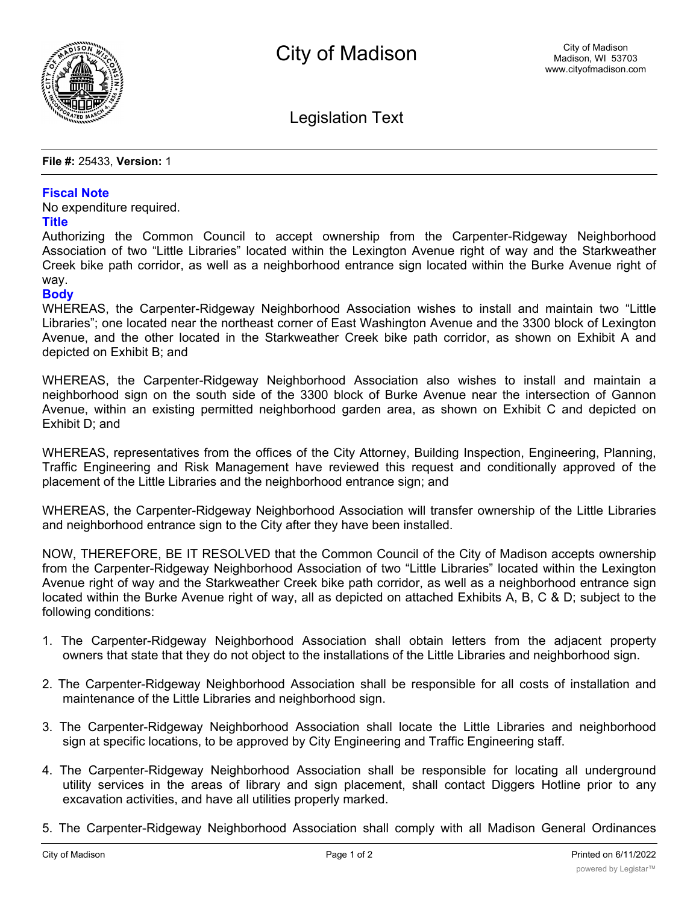# City of Madison

City of Madison
Madison, WI 53703
www.cityofmadison.com

## Legislation Text

**File #:** 25433, **Version:** 1

### Fiscal Note

No expenditure required.

### Title

Authorizing the Common Council to accept ownership from the Carpenter-Ridgeway Neighborhood Association of two "Little Libraries" located within the Lexington Avenue right of way and the Starkweather Creek bike path corridor, as well as a neighborhood entrance sign located within the Burke Avenue right of way.

### Body

WHEREAS, the Carpenter-Ridgeway Neighborhood Association wishes to install and maintain two "Little Libraries"; one located near the northeast corner of East Washington Avenue and the 3300 block of Lexington Avenue, and the other located in the Starkweather Creek bike path corridor, as shown on Exhibit A and depicted on Exhibit B; and

WHEREAS, the Carpenter-Ridgeway Neighborhood Association also wishes to install and maintain a neighborhood sign on the south side of the 3300 block of Burke Avenue near the intersection of Gannon Avenue, within an existing permitted neighborhood garden area, as shown on Exhibit C and depicted on Exhibit D; and

WHEREAS, representatives from the offices of the City Attorney, Building Inspection, Engineering, Planning, Traffic Engineering and Risk Management have reviewed this request and conditionally approved of the placement of the Little Libraries and the neighborhood entrance sign; and

WHEREAS, the Carpenter-Ridgeway Neighborhood Association will transfer ownership of the Little Libraries and neighborhood entrance sign to the City after they have been installed.

NOW, THEREFORE, BE IT RESOLVED that the Common Council of the City of Madison accepts ownership from the Carpenter-Ridgeway Neighborhood Association of two "Little Libraries" located within the Lexington Avenue right of way and the Starkweather Creek bike path corridor, as well as a neighborhood entrance sign located within the Burke Avenue right of way, all as depicted on attached Exhibits A, B, C & D; subject to the following conditions:

1. The Carpenter-Ridgeway Neighborhood Association shall obtain letters from the adjacent property owners that state that they do not object to the installations of the Little Libraries and neighborhood sign.

2. The Carpenter-Ridgeway Neighborhood Association shall be responsible for all costs of installation and maintenance of the Little Libraries and neighborhood sign.

3. The Carpenter-Ridgeway Neighborhood Association shall locate the Little Libraries and neighborhood sign at specific locations, to be approved by City Engineering and Traffic Engineering staff.

4. The Carpenter-Ridgeway Neighborhood Association shall be responsible for locating all underground utility services in the areas of library and sign placement, shall contact Diggers Hotline prior to any excavation activities, and have all utilities properly marked.

5. The Carpenter-Ridgeway Neighborhood Association shall comply with all Madison General Ordinances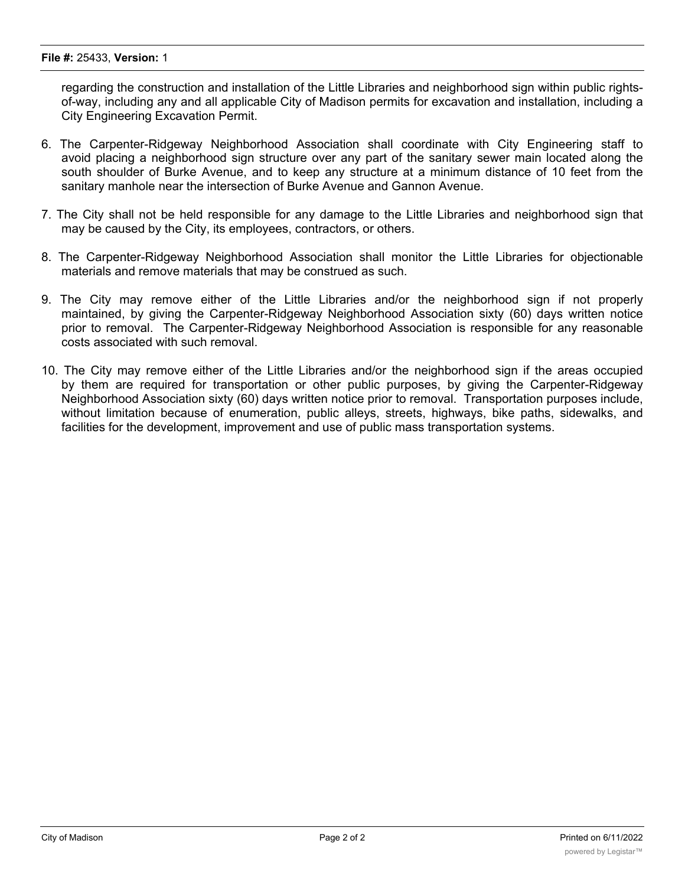regarding the construction and installation of the Little Libraries and neighborhood sign within public rights-of-way, including any and all applicable City of Madison permits for excavation and installation, including a City Engineering Excavation Permit.

6. The Carpenter-Ridgeway Neighborhood Association shall coordinate with City Engineering staff to avoid placing a neighborhood sign structure over any part of the sanitary sewer main located along the south shoulder of Burke Avenue, and to keep any structure at a minimum distance of 10 feet from the sanitary manhole near the intersection of Burke Avenue and Gannon Avenue.

7. The City shall not be held responsible for any damage to the Little Libraries and neighborhood sign that may be caused by the City, its employees, contractors, or others.

8. The Carpenter-Ridgeway Neighborhood Association shall monitor the Little Libraries for objectionable materials and remove materials that may be construed as such.

9. The City may remove either of the Little Libraries and/or the neighborhood sign if not properly maintained, by giving the Carpenter-Ridgeway Neighborhood Association sixty (60) days written notice prior to removal. The Carpenter-Ridgeway Neighborhood Association is responsible for any reasonable costs associated with such removal.

10. The City may remove either of the Little Libraries and/or the neighborhood sign if the areas occupied by them are required for transportation or other public purposes, by giving the Carpenter-Ridgeway Neighborhood Association sixty (60) days written notice prior to removal. Transportation purposes include, without limitation because of enumeration, public alleys, streets, highways, bike paths, sidewalks, and facilities for the development, improvement and use of public mass transportation systems.